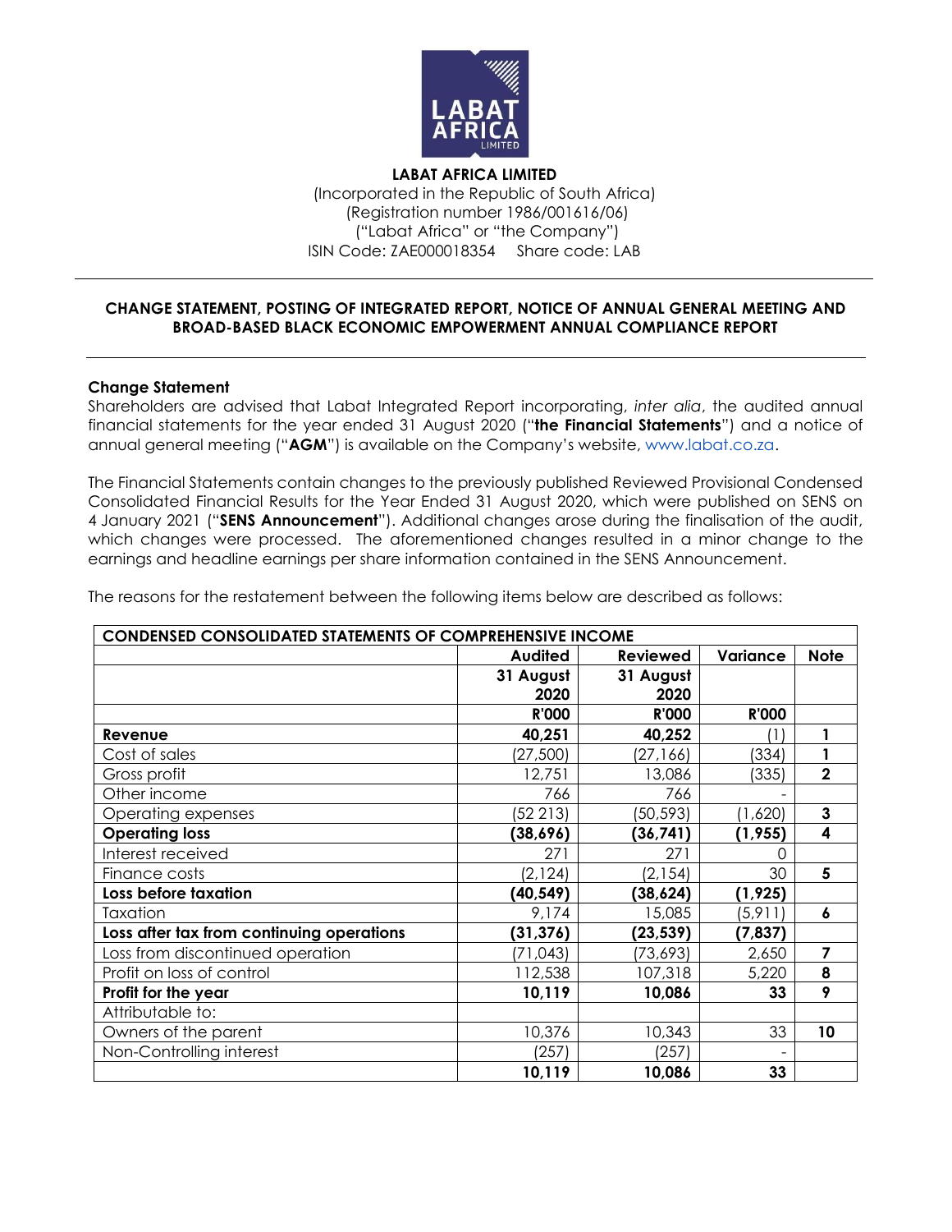**LABAT AFRICA LIMITED**
(Incorporated in the Republic of South Africa)
(Registration number 1986/001616/06)
("Labat Africa" or "the Company")
ISIN Code: ZAE000018354 Share code: LAB

## CHANGE STATEMENT, POSTING OF INTEGRATED REPORT, NOTICE OF ANNUAL GENERAL MEETING AND BROAD-BASED BLACK ECONOMIC EMPOWERMENT ANNUAL COMPLIANCE REPORT

**Change Statement**

Shareholders are advised that Labat Integrated Report incorporating, *inter alia*, the audited annual financial statements for the year ended 31 August 2020 ("**the Financial Statements**") and a notice of annual general meeting ("**AGM**") is available on the Company's website, www.labat.co.za.

The Financial Statements contain changes to the previously published Reviewed Provisional Condensed Consolidated Financial Results for the Year Ended 31 August 2020, which were published on SENS on 4 January 2021 ("**SENS Announcement**"). Additional changes arose during the finalisation of the audit, which changes were processed. The aforementioned changes resulted in a minor change to the earnings and headline earnings per share information contained in the SENS Announcement.

The reasons for the restatement between the following items below are described as follows:

| CONDENSED CONSOLIDATED STATEMENTS OF COMPREHENSIVE INCOME | | | | |
|---|---|---|---|---|
| | **Audited** | **Reviewed** | **Variance** | **Note** |
| | **31 August 2020** | **31 August 2020** | | |
| | **R'000** | **R'000** | **R'000** | |
| **Revenue** | **40,251** | **40,252** | (1) | **1** |
| Cost of sales | (27,500) | (27,166) | (334) | **1** |
| Gross profit | 12,751 | 13,086 | (335) | **2** |
| Other income | 766 | 766 | - | |
| Operating expenses | (52 213) | (50,593) | (1,620) | **3** |
| **Operating loss** | **(38,696)** | **(36,741)** | **(1,955)** | **4** |
| Interest received | 271 | 271 | 0 | |
| Finance costs | (2,124) | (2,154) | 30 | **5** |
| **Loss before taxation** | **(40,549)** | **(38,624)** | **(1,925)** | |
| Taxation | 9,174 | 15,085 | (5,911) | **6** |
| **Loss after tax from continuing operations** | **(31,376)** | **(23,539)** | **(7,837)** | |
| Loss from discontinued operation | (71,043) | (73,693) | 2,650 | **7** |
| Profit on loss of control | 112,538 | 107,318 | 5,220 | **8** |
| **Profit for the year** | **10,119** | **10,086** | **33** | **9** |
| Attributable to: | | | | |
| Owners of the parent | 10,376 | 10,343 | 33 | **10** |
| Non-Controlling interest | (257) | (257) | - | |
| | **10,119** | **10,086** | **33** | |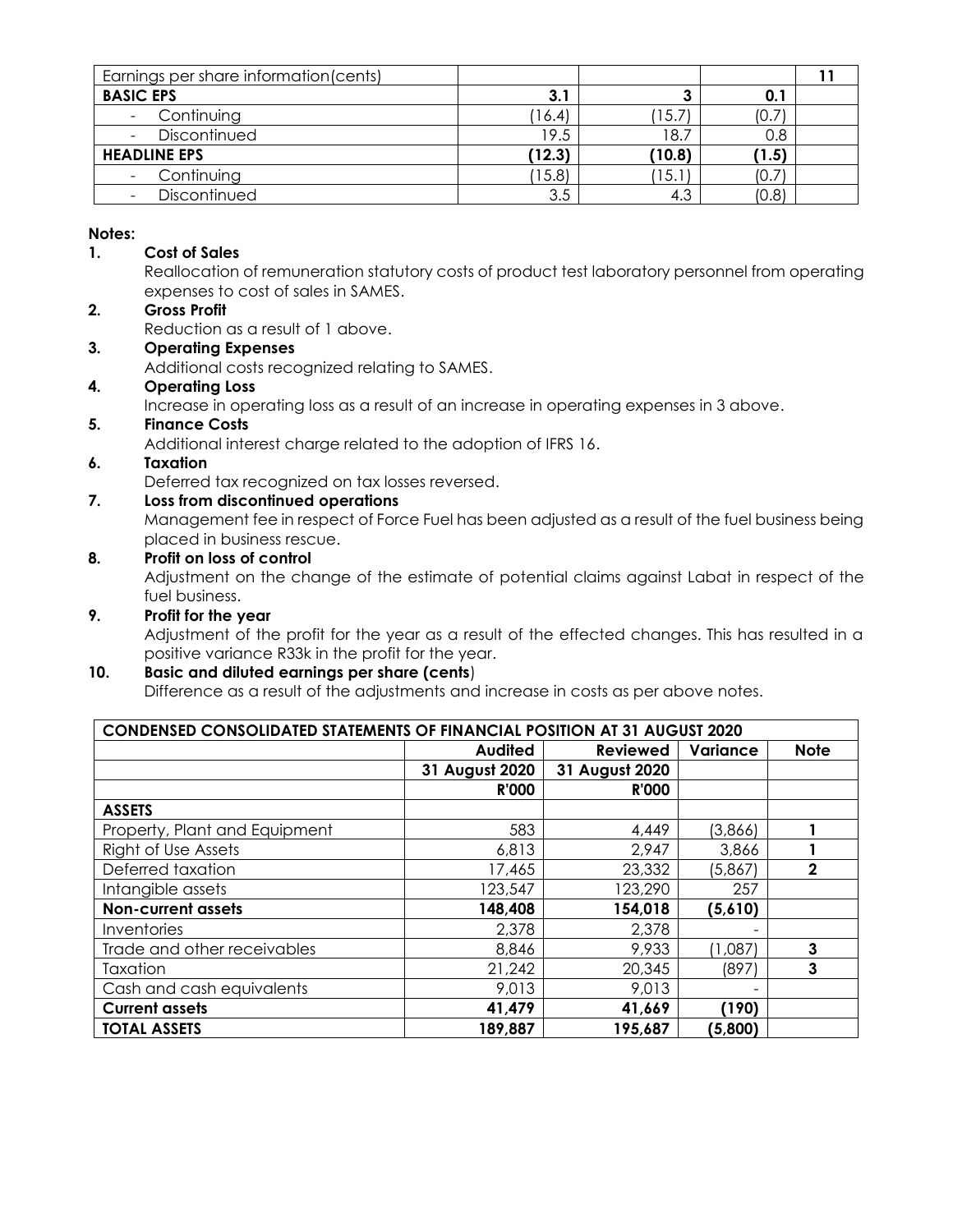| Earnings per share information(cents) | | | | 11 |
|---|---|---|---|---|
| **BASIC EPS** | **3.1** | **3** | **0.1** | |
| - Continuing | (16.4) | (15.7) | (0.7) | |
| - Discontinued | 19.5 | 18.7 | 0.8 | |
| **HEADLINE EPS** | **(12.3)** | **(10.8)** | **(1.5)** | |
| - Continuing | (15.8) | (15.1) | (0.7) | |
| - Discontinued | 3.5 | 4.3 | (0.8) | |

**Notes:**

1. **Cost of Sales**
   Reallocation of remuneration statutory costs of product test laboratory personnel from operating expenses to cost of sales in SAMES.
2. **Gross Profit**
   Reduction as a result of 1 above.
3. **Operating Expenses**
   Additional costs recognized relating to SAMES.
4. **Operating Loss**
   Increase in operating loss as a result of an increase in operating expenses in 3 above.
5. **Finance Costs**
   Additional interest charge related to the adoption of IFRS 16.
6. **Taxation**
   Deferred tax recognized on tax losses reversed.
7. **Loss from discontinued operations**
   Management fee in respect of Force Fuel has been adjusted as a result of the fuel business being placed in business rescue.
8. **Profit on loss of control**
   Adjustment on the change of the estimate of potential claims against Labat in respect of the fuel business.
9. **Profit for the year**
   Adjustment of the profit for the year as a result of the effected changes. This has resulted in a positive variance R33k in the profit for the year.
10. **Basic and diluted earnings per share (cents)**
    Difference as a result of the adjustments and increase in costs as per above notes.

| CONDENSED CONSOLIDATED STATEMENTS OF FINANCIAL POSITION AT 31 AUGUST 2020 | | | | |
|---|---|---|---|---|
| | **Audited** | **Reviewed** | **Variance** | **Note** |
| | **31 August 2020** | **31 August 2020** | | |
| | **R'000** | **R'000** | | |
| **ASSETS** | | | | |
| Property, Plant and Equipment | 583 | 4,449 | (3,866) | **1** |
| Right of Use Assets | 6,813 | 2,947 | 3,866 | **1** |
| Deferred taxation | 17,465 | 23,332 | (5,867) | **2** |
| Intangible assets | 123,547 | 123,290 | 257 | |
| **Non-current assets** | **148,408** | **154,018** | **(5,610)** | |
| Inventories | 2,378 | 2,378 | - | |
| Trade and other receivables | 8,846 | 9,933 | (1,087) | **3** |
| Taxation | 21,242 | 20,345 | (897) | **3** |
| Cash and cash equivalents | 9,013 | 9,013 | - | |
| **Current assets** | **41,479** | **41,669** | **(190)** | |
| **TOTAL ASSETS** | **189,887** | **195,687** | **(5,800)** | |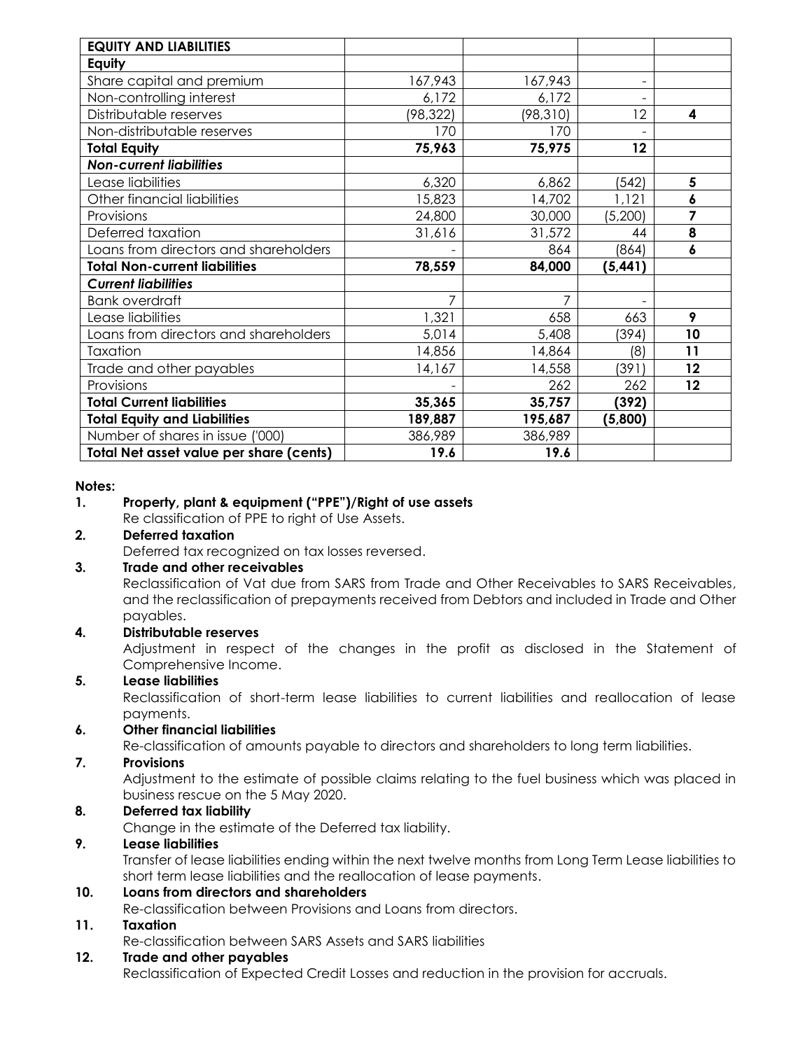| EQUITY AND LIABILITIES | | | | |
|---|---|---|---|---|
| **Equity** | | | | |
| Share capital and premium | 167,943 | 167,943 | - | |
| Non-controlling interest | 6,172 | 6,172 | - | |
| Distributable reserves | (98,322) | (98,310) | 12 | **4** |
| Non-distributable reserves | 170 | 170 | - | |
| **Total Equity** | **75,963** | **75,975** | **12** | |
| ***Non-current liabilities*** | | | | |
| Lease liabilities | 6,320 | 6,862 | (542) | **5** |
| Other financial liabilities | 15,823 | 14,702 | 1,121 | **6** |
| Provisions | 24,800 | 30,000 | (5,200) | **7** |
| Deferred taxation | 31,616 | 31,572 | 44 | **8** |
| Loans from directors and shareholders | - | 864 | (864) | **6** |
| **Total Non-current liabilities** | **78,559** | **84,000** | **(5,441)** | |
| ***Current liabilities*** | | | | |
| Bank overdraft | 7 | 7 | - | |
| Lease liabilities | 1,321 | 658 | 663 | **9** |
| Loans from directors and shareholders | 5,014 | 5,408 | (394) | **10** |
| Taxation | 14,856 | 14,864 | (8) | **11** |
| Trade and other payables | 14,167 | 14,558 | (391) | **12** |
| Provisions | - | 262 | 262 | **12** |
| **Total Current liabilities** | **35,365** | **35,757** | **(392)** | |
| **Total Equity and Liabilities** | **189,887** | **195,687** | **(5,800)** | |
| Number of shares in issue ('000) | 386,989 | 386,989 | | |
| **Total Net asset value per share (cents)** | **19.6** | **19.6** | | |

**Notes:**

1. **Property, plant & equipment ("PPE")/Right of use assets**
   Re classification of PPE to right of Use Assets.
2. **Deferred taxation**
   Deferred tax recognized on tax losses reversed.
3. **Trade and other receivables**
   Reclassification of Vat due from SARS from Trade and Other Receivables to SARS Receivables, and the reclassification of prepayments received from Debtors and included in Trade and Other payables.
4. **Distributable reserves**
   Adjustment in respect of the changes in the profit as disclosed in the Statement of Comprehensive Income.
5. **Lease liabilities**
   Reclassification of short-term lease liabilities to current liabilities and reallocation of lease payments.
6. **Other financial liabilities**
   Re-classification of amounts payable to directors and shareholders to long term liabilities.
7. **Provisions**
   Adjustment to the estimate of possible claims relating to the fuel business which was placed in business rescue on the 5 May 2020.
8. **Deferred tax liability**
   Change in the estimate of the Deferred tax liability.
9. **Lease liabilities**
   Transfer of lease liabilities ending within the next twelve months from Long Term Lease liabilities to short term lease liabilities and the reallocation of lease payments.
10. **Loans from directors and shareholders**
    Re-classification between Provisions and Loans from directors.
11. **Taxation**
    Re-classification between SARS Assets and SARS liabilities
12. **Trade and other payables**
    Reclassification of Expected Credit Losses and reduction in the provision for accruals.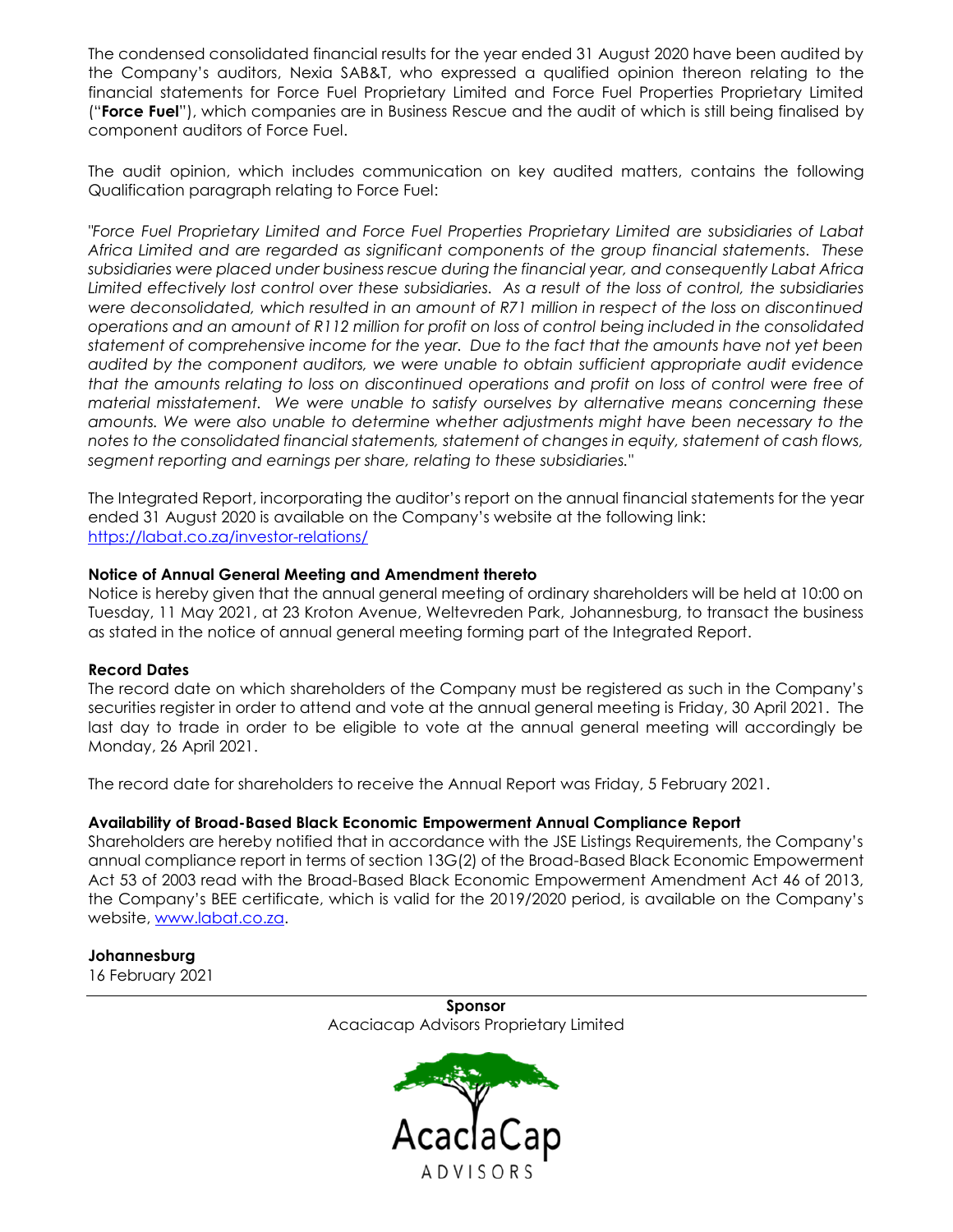The condensed consolidated financial results for the year ended 31 August 2020 have been audited by the Company's auditors, Nexia SAB&T, who expressed a qualified opinion thereon relating to the financial statements for Force Fuel Proprietary Limited and Force Fuel Properties Proprietary Limited ("**Force Fuel**"), which companies are in Business Rescue and the audit of which is still being finalised by component auditors of Force Fuel.

The audit opinion, which includes communication on key audited matters, contains the following Qualification paragraph relating to Force Fuel:

*"Force Fuel Proprietary Limited and Force Fuel Properties Proprietary Limited are subsidiaries of Labat Africa Limited and are regarded as significant components of the group financial statements. These subsidiaries were placed under business rescue during the financial year, and consequently Labat Africa Limited effectively lost control over these subsidiaries. As a result of the loss of control, the subsidiaries were deconsolidated, which resulted in an amount of R71 million in respect of the loss on discontinued operations and an amount of R112 million for profit on loss of control being included in the consolidated statement of comprehensive income for the year. Due to the fact that the amounts have not yet been audited by the component auditors, we were unable to obtain sufficient appropriate audit evidence that the amounts relating to loss on discontinued operations and profit on loss of control were free of material misstatement. We were unable to satisfy ourselves by alternative means concerning these amounts. We were also unable to determine whether adjustments might have been necessary to the notes to the consolidated financial statements, statement of changes in equity, statement of cash flows, segment reporting and earnings per share, relating to these subsidiaries."*

The Integrated Report, incorporating the auditor's report on the annual financial statements for the year ended 31 August 2020 is available on the Company's website at the following link: https://labat.co.za/investor-relations/

**Notice of Annual General Meeting and Amendment thereto**

Notice is hereby given that the annual general meeting of ordinary shareholders will be held at 10:00 on Tuesday, 11 May 2021, at 23 Kroton Avenue, Weltevreden Park, Johannesburg, to transact the business as stated in the notice of annual general meeting forming part of the Integrated Report.

**Record Dates**

The record date on which shareholders of the Company must be registered as such in the Company's securities register in order to attend and vote at the annual general meeting is Friday, 30 April 2021. The last day to trade in order to be eligible to vote at the annual general meeting will accordingly be Monday, 26 April 2021.

The record date for shareholders to receive the Annual Report was Friday, 5 February 2021.

**Availability of Broad-Based Black Economic Empowerment Annual Compliance Report**

Shareholders are hereby notified that in accordance with the JSE Listings Requirements, the Company's annual compliance report in terms of section 13G(2) of the Broad-Based Black Economic Empowerment Act 53 of 2003 read with the Broad-Based Black Economic Empowerment Amendment Act 46 of 2013, the Company's BEE certificate, which is valid for the 2019/2020 period, is available on the Company's website, www.labat.co.za.

**Johannesburg**
16 February 2021

**Sponsor**
Acaciacap Advisors Proprietary Limited